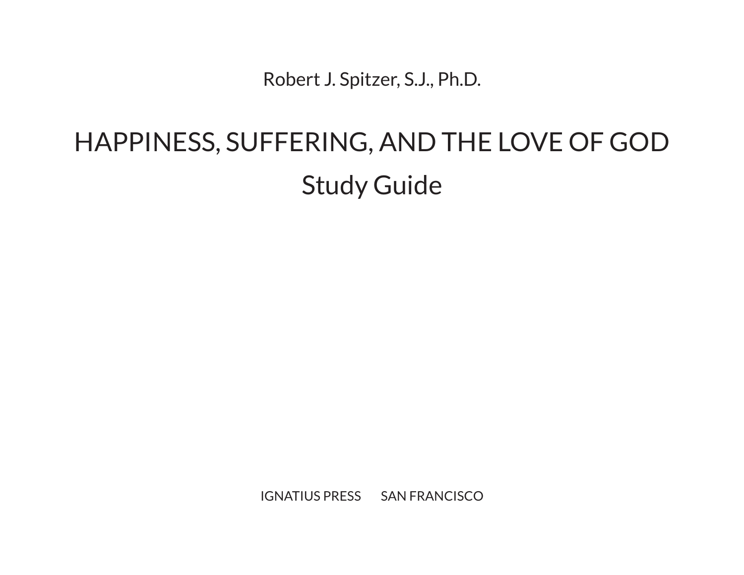Robert J. Spitzer, S.J., Ph.D.

# HAPPINESS, SUFFERING, AND THE LOVE OF GOD

## Study Guide

IGNATIUS PRESS SAN FRANCISCO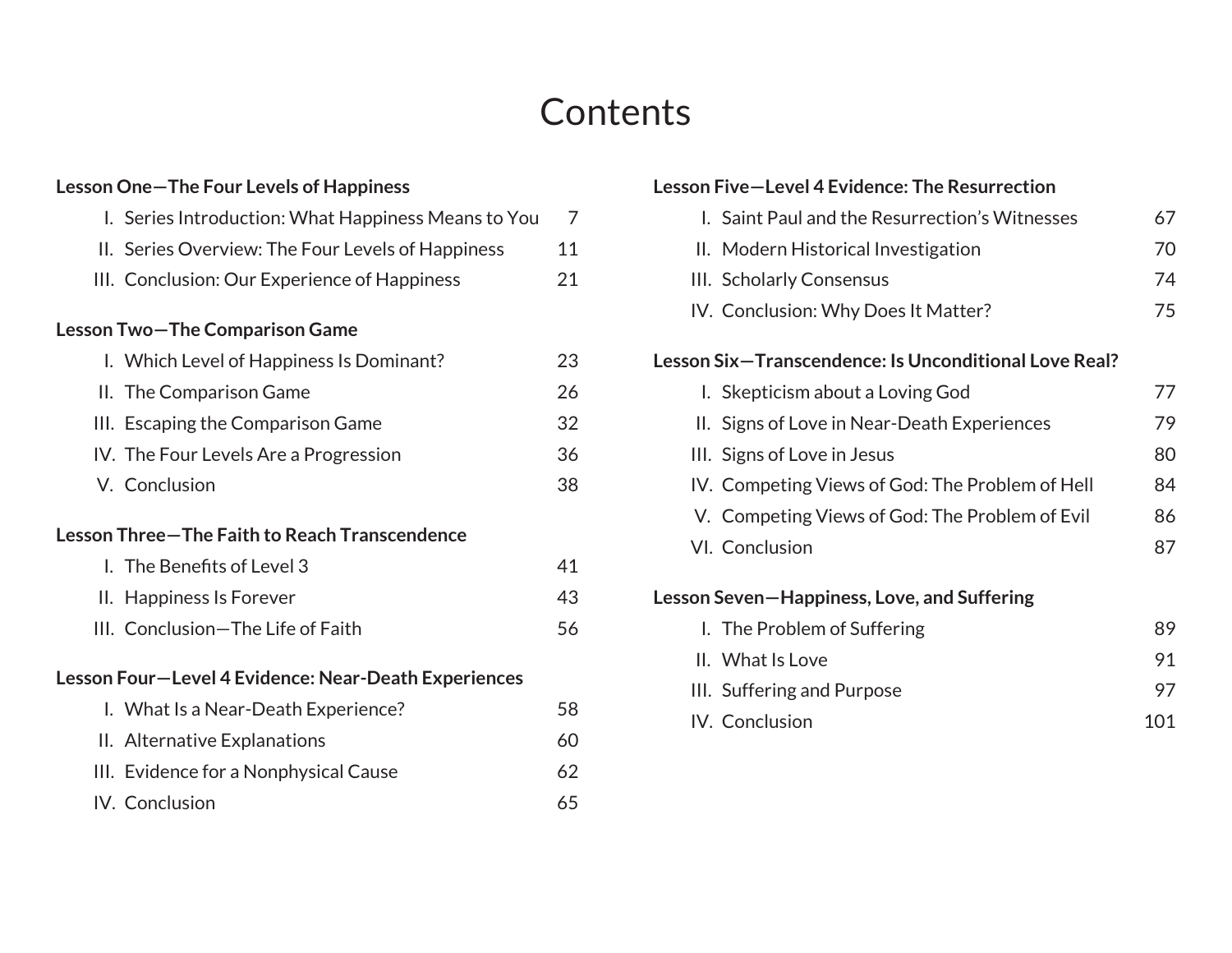# Contents

**Lesson One—The Four Levels of Happiness**

- I. Series Introduction: What Happiness Means to You — 7
- II. Series Overview: The Four Levels of Happiness — 11
- III. Conclusion: Our Experience of Happiness — 21

**Lesson Two—The Comparison Game**

- I. Which Level of Happiness Is Dominant? — 23
- II. The Comparison Game — 26
- III. Escaping the Comparison Game — 32
- IV. The Four Levels Are a Progression — 36
- V. Conclusion — 38

**Lesson Three—The Faith to Reach Transcendence**

- I. The Benefits of Level 3 — 41
- II. Happiness Is Forever — 43
- III. Conclusion—The Life of Faith — 56

**Lesson Four—Level 4 Evidence: Near-Death Experiences**

- I. What Is a Near-Death Experience? — 58
- II. Alternative Explanations — 60
- III. Evidence for a Nonphysical Cause — 62
- IV. Conclusion — 65

**Lesson Five—Level 4 Evidence: The Resurrection**

- I. Saint Paul and the Resurrection's Witnesses — 67
- II. Modern Historical Investigation — 70
- III. Scholarly Consensus — 74
- IV. Conclusion: Why Does It Matter? — 75

**Lesson Six—Transcendence: Is Unconditional Love Real?**

- I. Skepticism about a Loving God — 77
- II. Signs of Love in Near-Death Experiences — 79
- III. Signs of Love in Jesus — 80
- IV. Competing Views of God: The Problem of Hell — 84
- V. Competing Views of God: The Problem of Evil — 86
- VI. Conclusion — 87

**Lesson Seven—Happiness, Love, and Suffering**

- I. The Problem of Suffering — 89
- II. What Is Love — 91
- III. Suffering and Purpose — 97
- IV. Conclusion — 101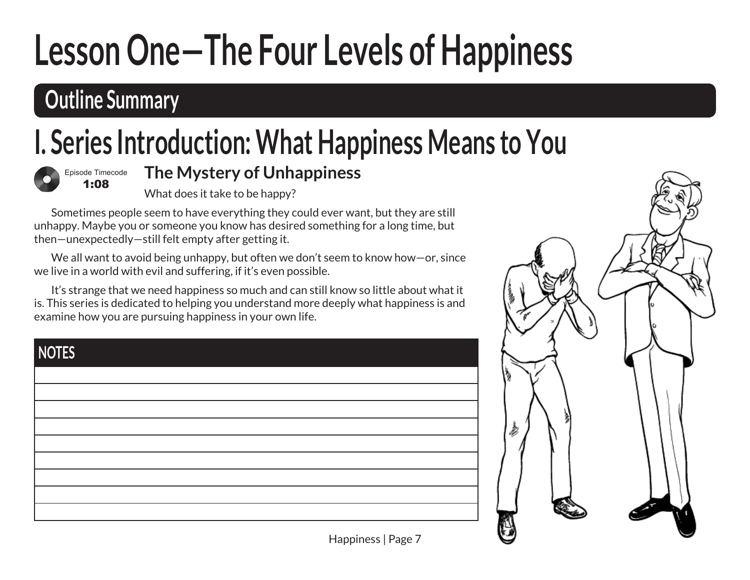# Lesson One—The Four Levels of Happiness

## Outline Summary

# I. Series Introduction: What Happiness Means to You

Episode Timecode **1:08**

### The Mystery of Unhappiness

What does it take to be happy?

Sometimes people seem to have everything they could ever want, but they are still unhappy. Maybe you or someone you know has desired something for a long time, but then—unexpectedly—still felt empty after getting it.

We all want to avoid being unhappy, but often we don't seem to know how—or, since we live in a world with evil and suffering, if it's even possible.

It's strange that we need happiness so much and can still know so little about what it is. This series is dedicated to helping you understand more deeply what happiness is and examine how you are pursuing happiness in your own life.

**NOTES**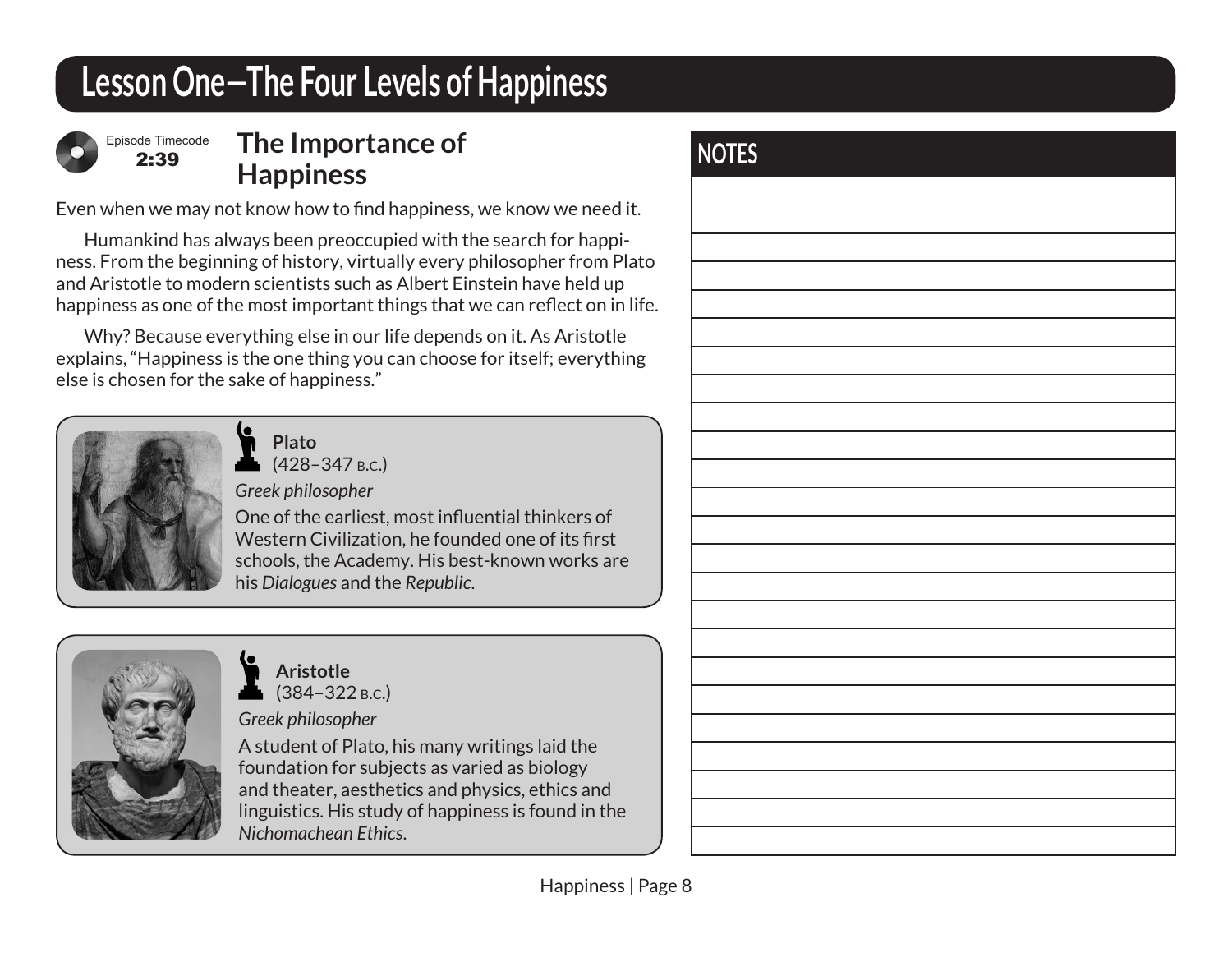# Lesson One—The Four Levels of Happiness

Episode Timecode **2:39**

## The Importance of Happiness

Even when we may not know how to find happiness, we know we need it.

Humankind has always been preoccupied with the search for happiness. From the beginning of history, virtually every philosopher from Plato and Aristotle to modern scientists such as Albert Einstein have held up happiness as one of the most important things that we can reflect on in life.

Why? Because everything else in our life depends on it. As Aristotle explains, "Happiness is the one thing you can choose for itself; everything else is chosen for the sake of happiness."

**Plato**
(428–347 B.C.)

*Greek philosopher*

One of the earliest, most influential thinkers of Western Civilization, he founded one of its first schools, the Academy. His best-known works are his *Dialogues* and the *Republic.*

**Aristotle**
(384–322 B.C.)

*Greek philosopher*

A student of Plato, his many writings laid the foundation for subjects as varied as biology and theater, aesthetics and physics, ethics and linguistics. His study of happiness is found in the *Nichomachean Ethics.*

## NOTES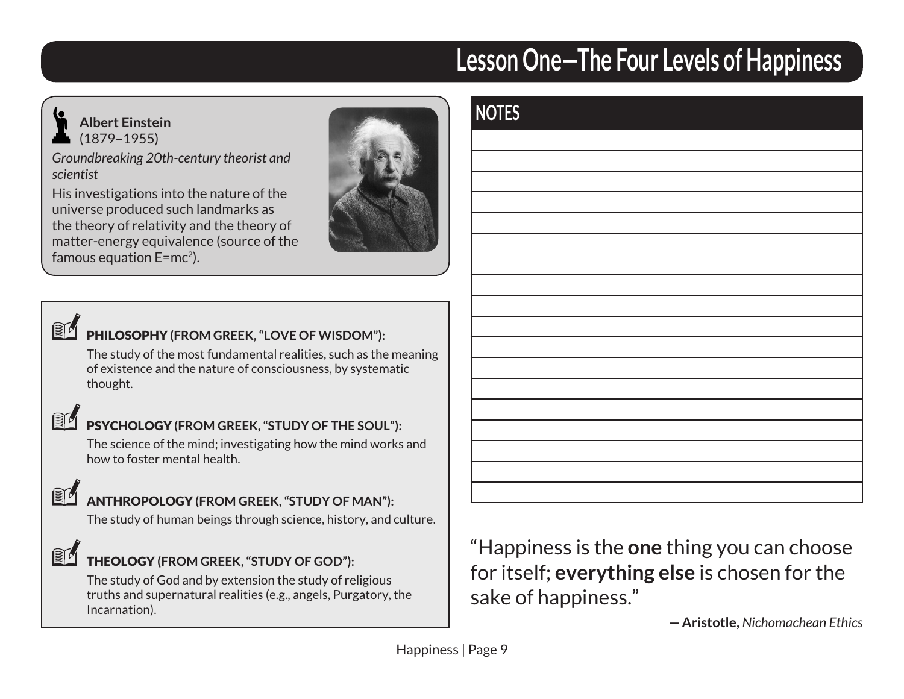# Lesson One—The Four Levels of Happiness

**Albert Einstein**
(1879–1955)

*Groundbreaking 20th-century theorist and scientist*

His investigations into the nature of the universe produced such landmarks as the theory of relativity and the theory of matter-energy equivalence (source of the famous equation $E=mc^2$).

**PHILOSOPHY (FROM GREEK, "LOVE OF WISDOM"):**
The study of the most fundamental realities, such as the meaning of existence and the nature of consciousness, by systematic thought.

**PSYCHOLOGY (FROM GREEK, "STUDY OF THE SOUL"):**
The science of the mind; investigating how the mind works and how to foster mental health.

**ANTHROPOLOGY (FROM GREEK, "STUDY OF MAN"):**
The study of human beings through science, history, and culture.

**THEOLOGY (FROM GREEK, "STUDY OF GOD"):**
The study of God and by extension the study of religious truths and supernatural realities (e.g., angels, Purgatory, the Incarnation).

## NOTES

"Happiness is the **one** thing you can choose for itself; **everything else** is chosen for the sake of happiness."

— **Aristotle,** *Nichomachean Ethics*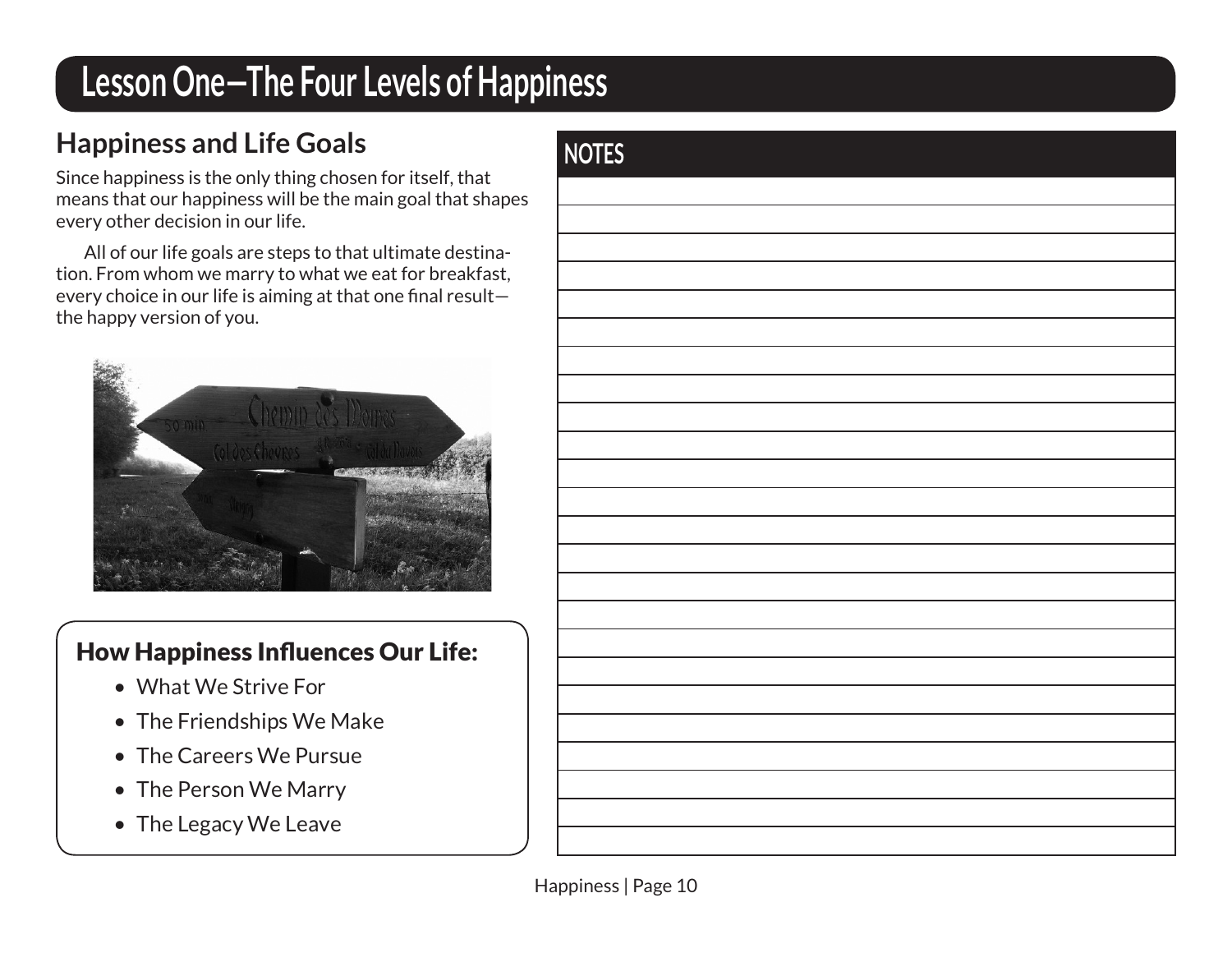# Lesson One—The Four Levels of Happiness

## Happiness and Life Goals

Since happiness is the only thing chosen for itself, that means that our happiness will be the main goal that shapes every other decision in our life.

All of our life goals are steps to that ultimate destination. From whom we marry to what we eat for breakfast, every choice in our life is aiming at that one final result—the happy version of you.

### How Happiness Influences Our Life:

- What We Strive For
- The Friendships We Make
- The Careers We Pursue
- The Person We Marry
- The Legacy We Leave

## NOTES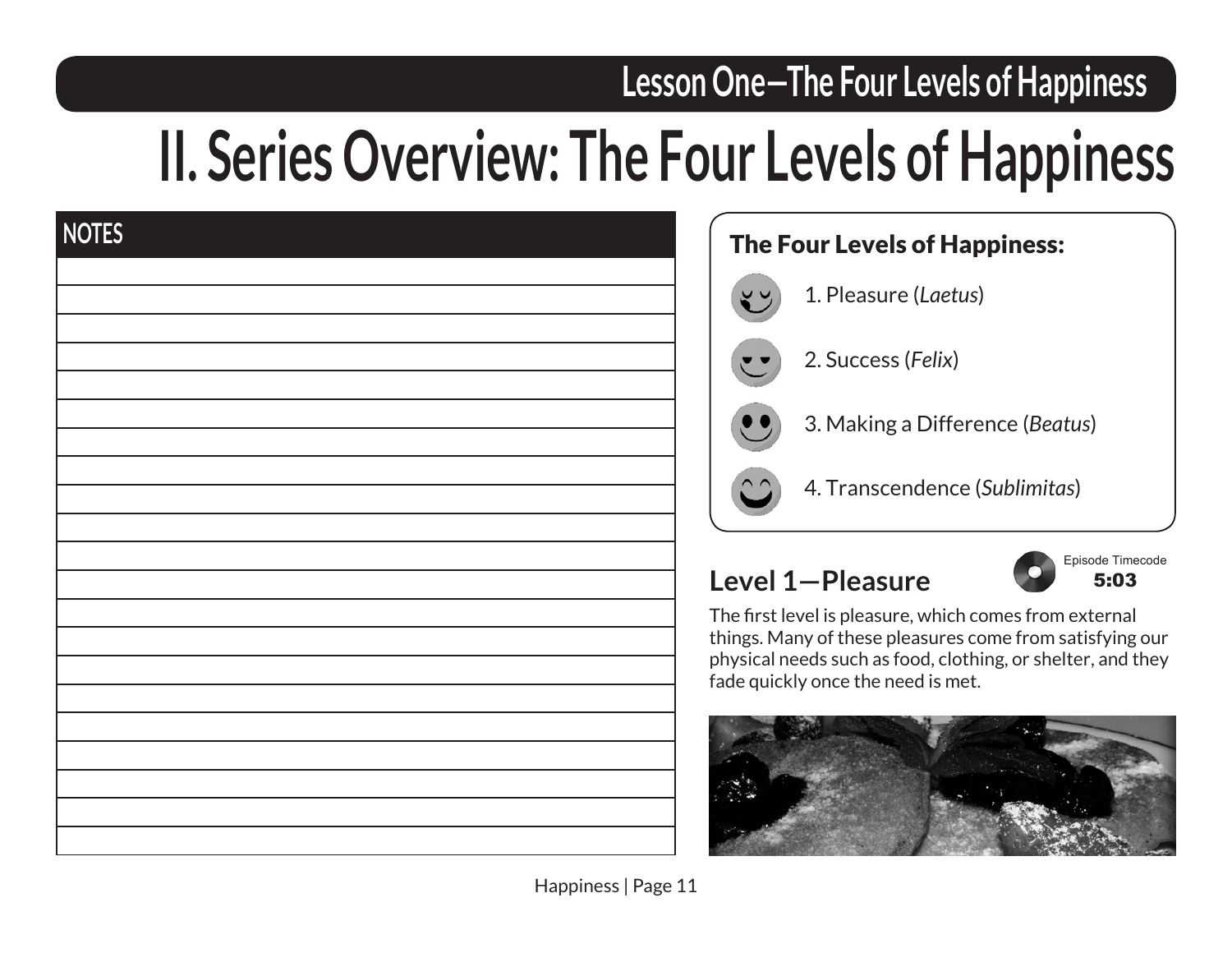# II. Series Overview: The Four Levels of Happiness

## NOTES

### The Four Levels of Happiness:

1. Pleasure (*Laetus*)
2. Success (*Felix*)
3. Making a Difference (*Beatus*)
4. Transcendence (*Sublimitas*)

## Level 1—Pleasure

Episode Timecode **5:03**

The first level is pleasure, which comes from external things. Many of these pleasures come from satisfying our physical needs such as food, clothing, or shelter, and they fade quickly once the need is met.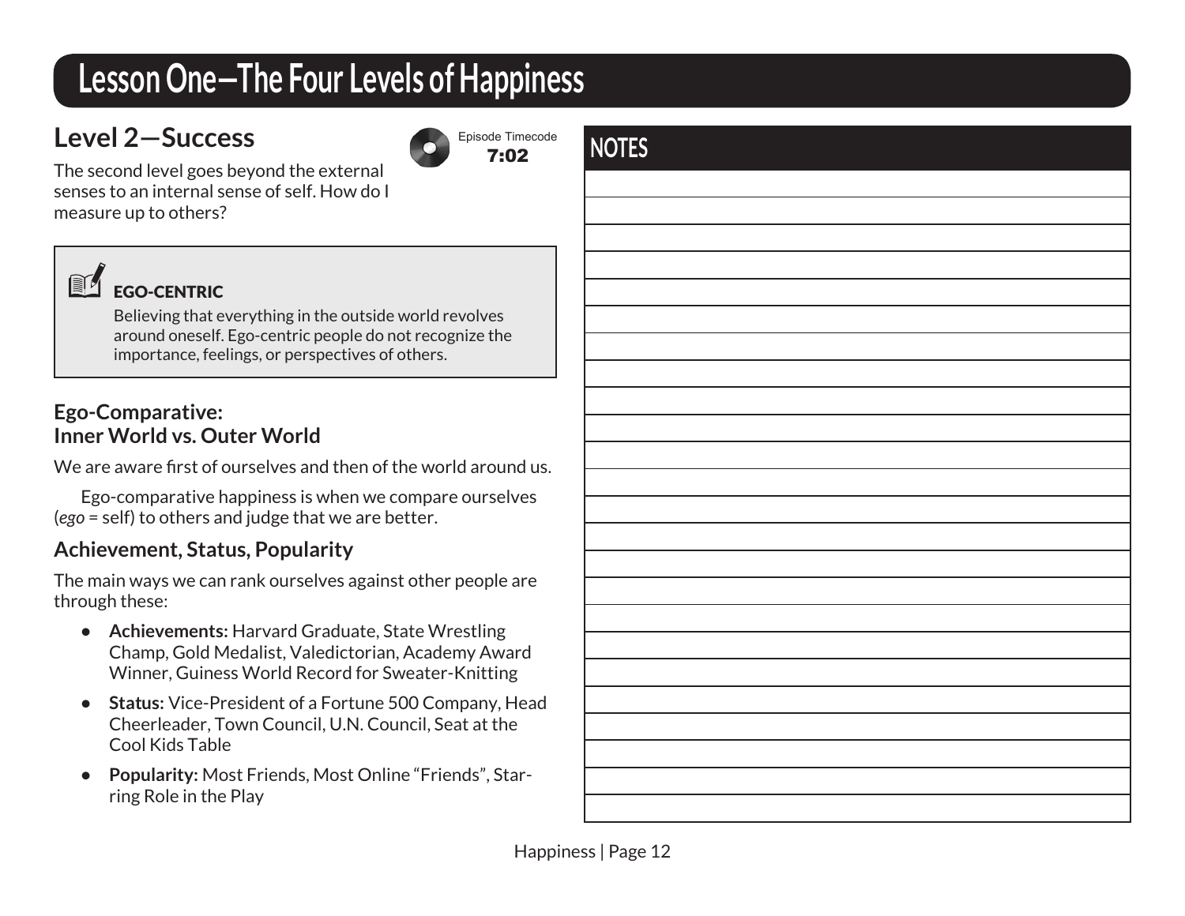# Lesson One—The Four Levels of Happiness

## Level 2—Success

Episode Timecode **7:02**

The second level goes beyond the external senses to an internal sense of self. How do I measure up to others?

> **EGO-CENTRIC**
>
> Believing that everything in the outside world revolves around oneself. Ego-centric people do not recognize the importance, feelings, or perspectives of others.

### Ego-Comparative: Inner World vs. Outer World

We are aware first of ourselves and then of the world around us.

Ego-comparative happiness is when we compare ourselves (*ego* = self) to others and judge that we are better.

### Achievement, Status, Popularity

The main ways we can rank ourselves against other people are through these:

- **Achievements:** Harvard Graduate, State Wrestling Champ, Gold Medalist, Valedictorian, Academy Award Winner, Guiness World Record for Sweater-Knitting
- **Status:** Vice-President of a Fortune 500 Company, Head Cheerleader, Town Council, U.N. Council, Seat at the Cool Kids Table
- **Popularity:** Most Friends, Most Online "Friends", Starring Role in the Play

## NOTES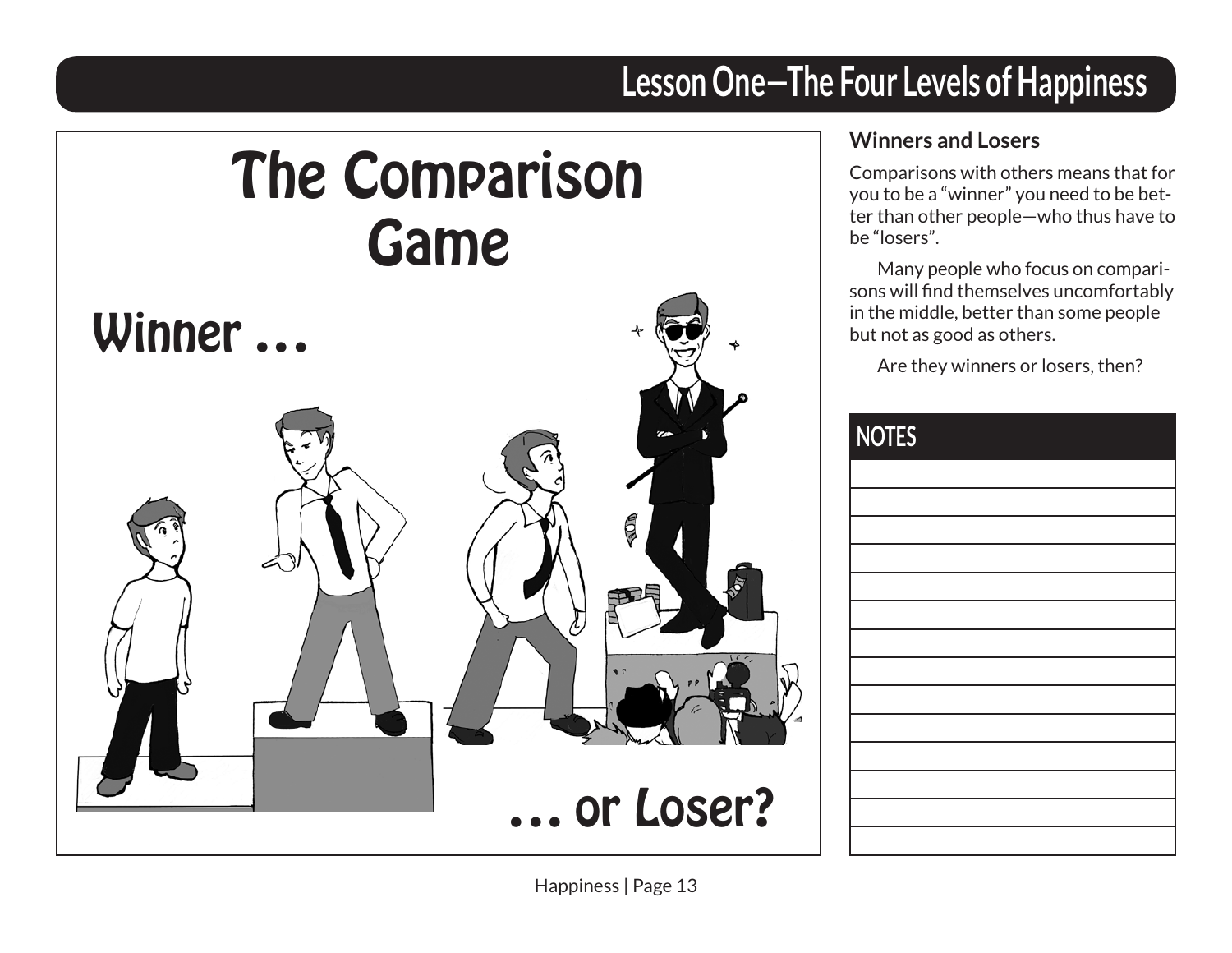## The Comparison Game

Winner …

… or Loser?

### Winners and Losers

Comparisons with others means that for you to be a "winner" you need to be better than other people—who thus have to be "losers".

Many people who focus on comparisons will find themselves uncomfortably in the middle, better than some people but not as good as others.

Are they winners or losers, then?

| NOTES |
| --- |
| |
| |
| |
| |
| |
| |
| |
| |
| |
| |
| |
| |
| |
| |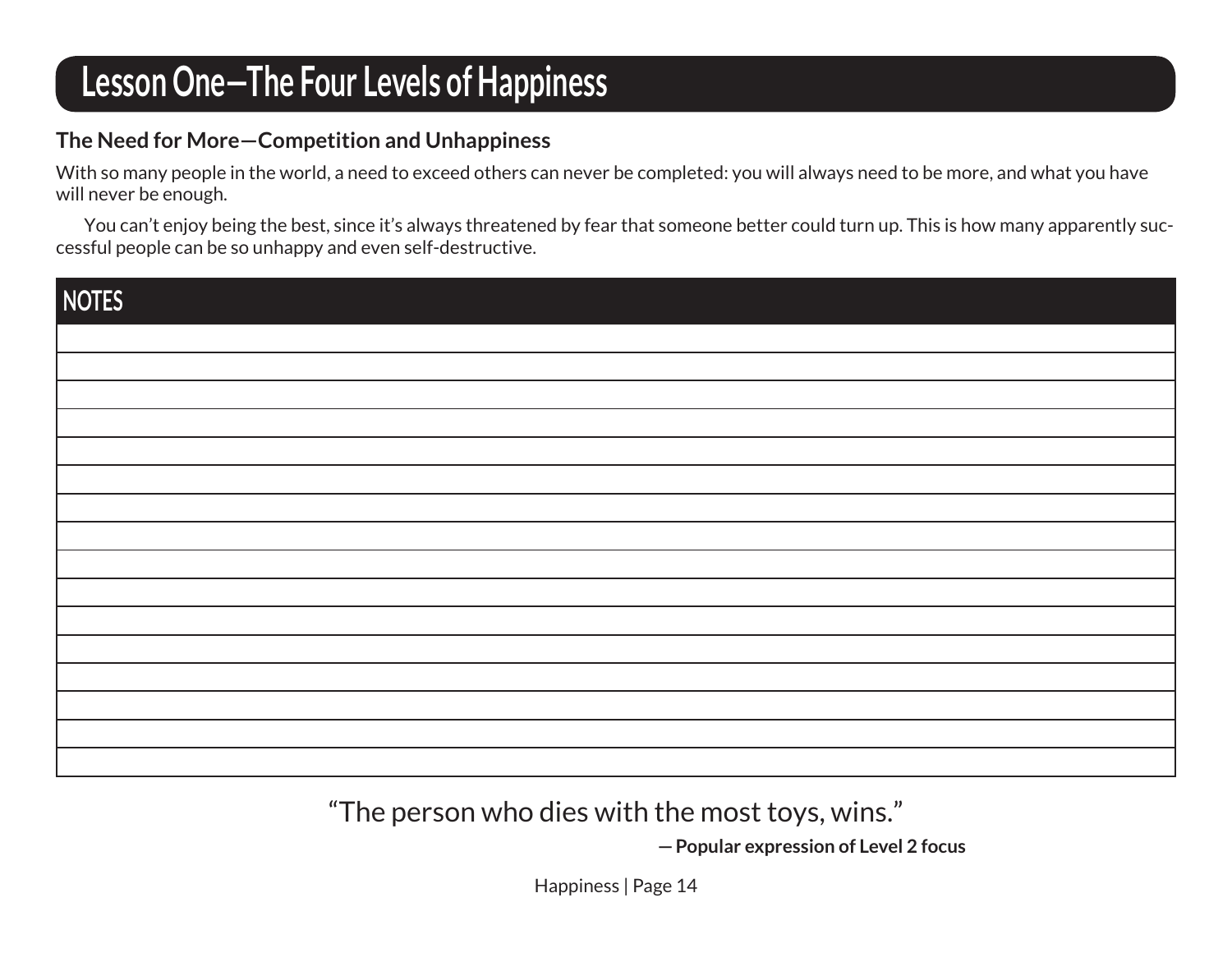# Lesson One—The Four Levels of Happiness

### The Need for More—Competition and Unhappiness

With so many people in the world, a need to exceed others can never be completed: you will always need to be more, and what you have will never be enough.

You can't enjoy being the best, since it's always threatened by fear that someone better could turn up. This is how many apparently successful people can be so unhappy and even self-destructive.

| NOTES |
| --- |
| |
| |
| |
| |
| |
| |
| |
| |
| |
| |
| |
| |
| |
| |
| |
| |

"The person who dies with the most toys, wins."

**— Popular expression of Level 2 focus**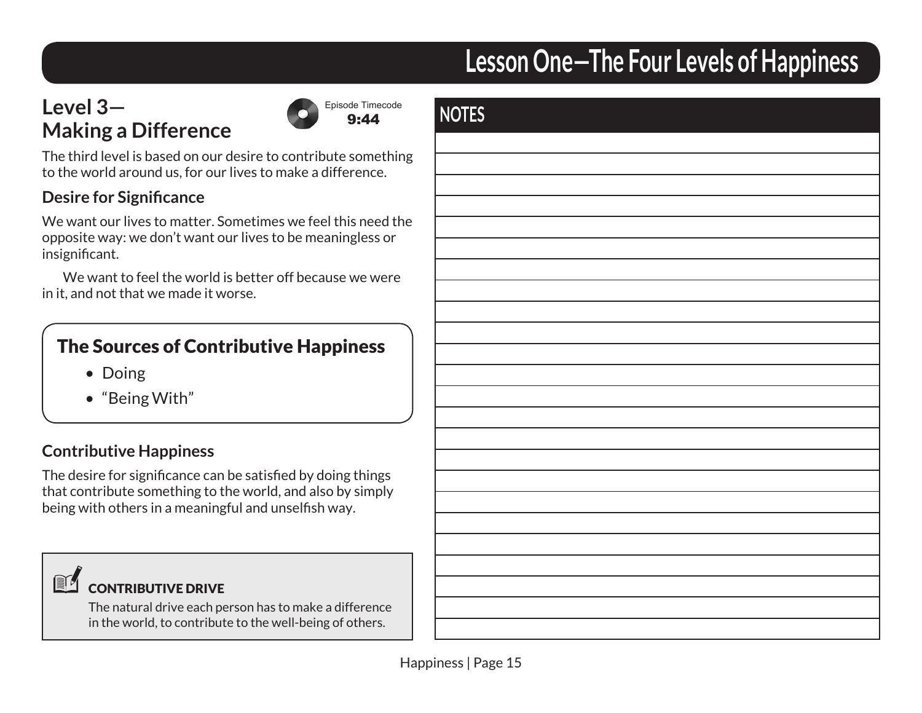## Level 3—Making a Difference

Episode Timecode **9:44**

The third level is based on our desire to contribute something to the world around us, for our lives to make a difference.

### Desire for Significance

We want our lives to matter. Sometimes we feel this need the opposite way: we don't want our lives to be meaningless or insignificant.

We want to feel the world is better off because we were in it, and not that we made it worse.

### The Sources of Contributive Happiness

- Doing
- "Being With"

### Contributive Happiness

The desire for significance can be satisfied by doing things that contribute something to the world, and also by simply being with others in a meaningful and unselfish way.

**CONTRIBUTIVE DRIVE**

The natural drive each person has to make a difference in the world, to contribute to the well-being of others.

## NOTES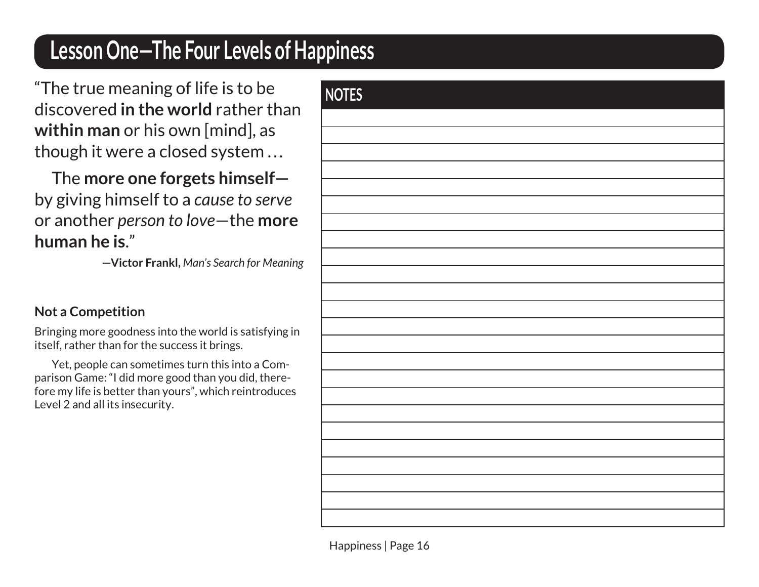# Lesson One—The Four Levels of Happiness

"The true meaning of life is to be discovered **in the world** rather than **within man** or his own [mind], as though it were a closed system …

The **more one forgets himself**—by giving himself to a *cause to serve* or another *person to love*—the **more human he is**."

**—Victor Frankl,** *Man's Search for Meaning*

### Not a Competition

Bringing more goodness into the world is satisfying in itself, rather than for the success it brings.

Yet, people can sometimes turn this into a Comparison Game: "I did more good than you did, therefore my life is better than yours", which reintroduces Level 2 and all its insecurity.

**NOTES**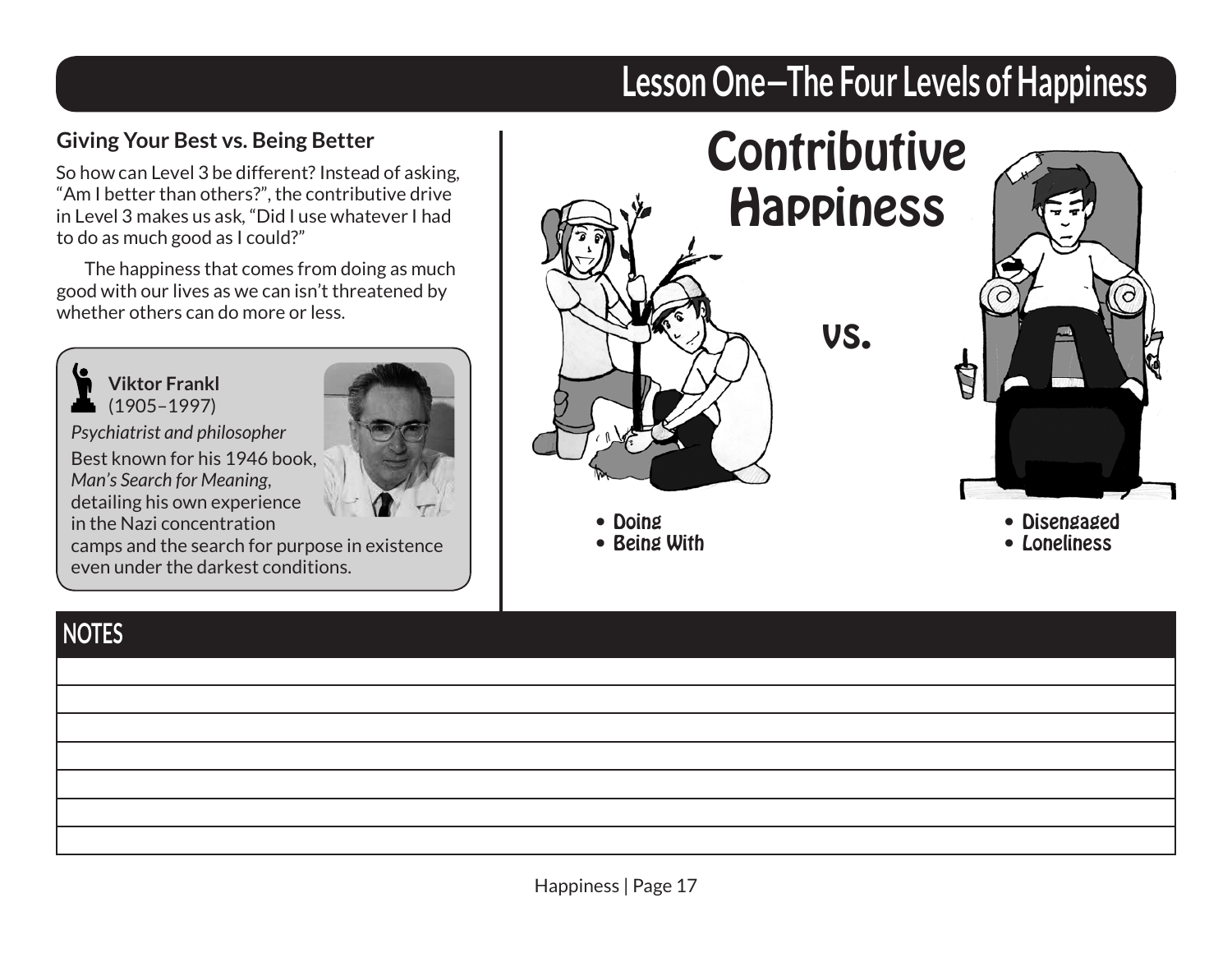# Lesson One—The Four Levels of Happiness

### Giving Your Best vs. Being Better

So how can Level 3 be different? Instead of asking, "Am I better than others?", the contributive drive in Level 3 makes us ask, "Did I use whatever I had to do as much good as I could?"

The happiness that comes from doing as much good with our lives as we can isn't threatened by whether others can do more or less.

> **Viktor Frankl**
> (1905–1997)
>
> *Psychiatrist and philosopher*
>
> Best known for his 1946 book, *Man's Search for Meaning*, detailing his own experience in the Nazi concentration camps and the search for purpose in existence even under the darkest conditions.

## Contributive Happiness

vs.

- Doing
- Being With

- Disengaged
- Loneliness

## NOTES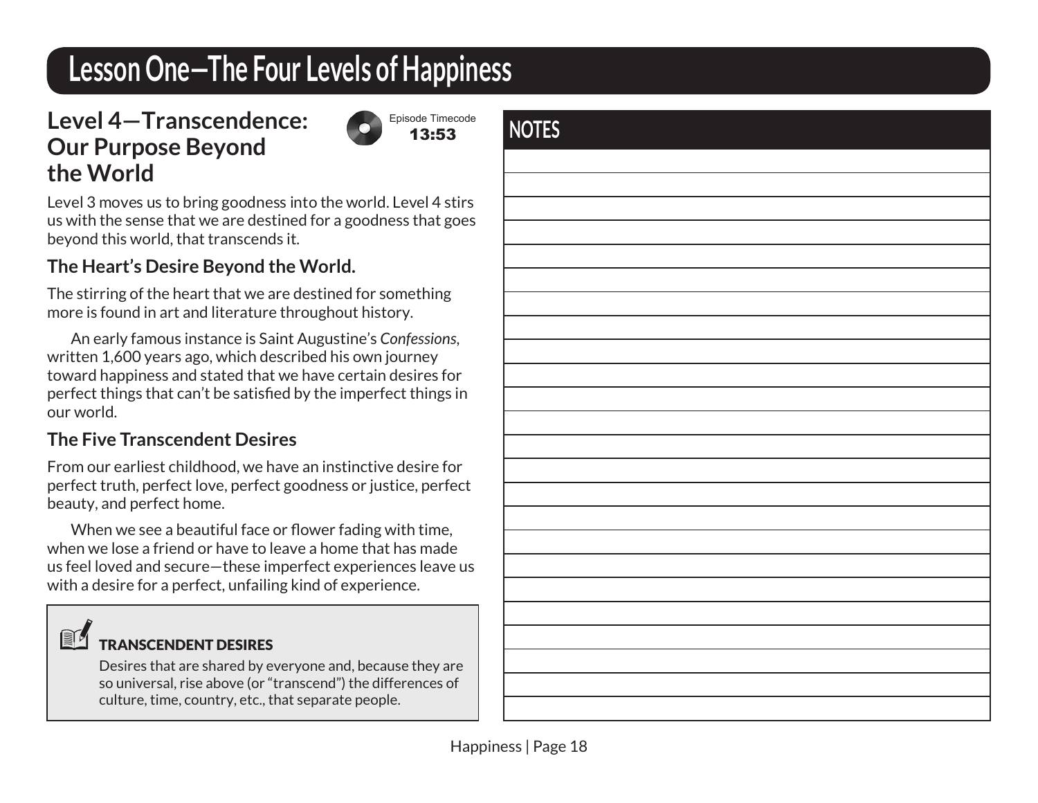# Lesson One—The Four Levels of Happiness

## Level 4—Transcendence: Our Purpose Beyond the World

Episode Timecode
**13:53**

Level 3 moves us to bring goodness into the world. Level 4 stirs us with the sense that we are destined for a goodness that goes beyond this world, that transcends it.

### The Heart's Desire Beyond the World.

The stirring of the heart that we are destined for something more is found in art and literature throughout history.

An early famous instance is Saint Augustine's *Confessions*, written 1,600 years ago, which described his own journey toward happiness and stated that we have certain desires for perfect things that can't be satisfied by the imperfect things in our world.

### The Five Transcendent Desires

From our earliest childhood, we have an instinctive desire for perfect truth, perfect love, perfect goodness or justice, perfect beauty, and perfect home.

When we see a beautiful face or flower fading with time, when we lose a friend or have to leave a home that has made us feel loved and secure—these imperfect experiences leave us with a desire for a perfect, unfailing kind of experience.

**TRANSCENDENT DESIRES**

Desires that are shared by everyone and, because they are so universal, rise above (or "transcend") the differences of culture, time, country, etc., that separate people.

## NOTES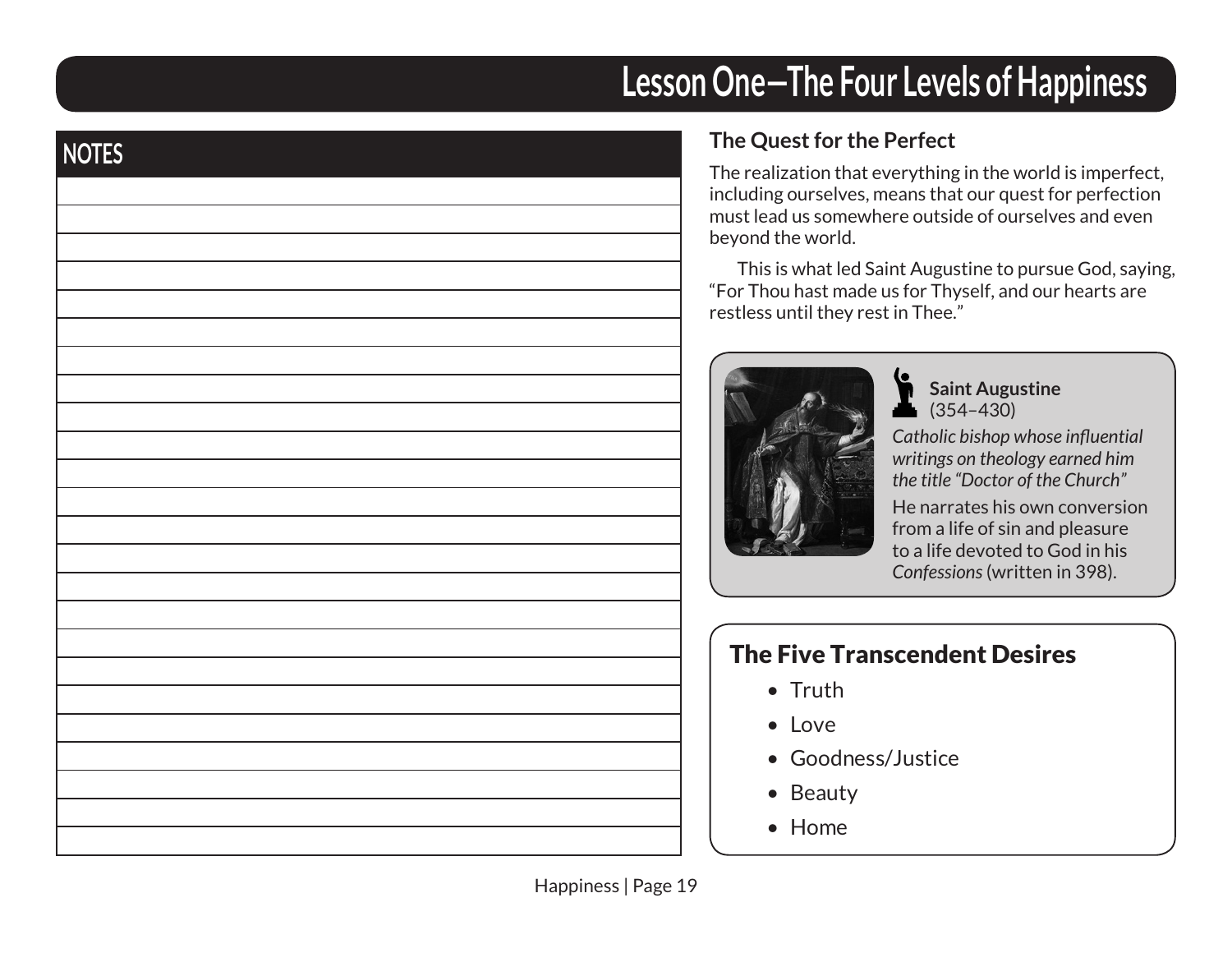# Lesson One—The Four Levels of Happiness

## NOTES

### The Quest for the Perfect

The realization that everything in the world is imperfect, including ourselves, means that our quest for perfection must lead us somewhere outside of ourselves and even beyond the world.

This is what led Saint Augustine to pursue God, saying, "For Thou hast made us for Thyself, and our hearts are restless until they rest in Thee."

**Saint Augustine** (354–430)

*Catholic bishop whose influential writings on theology earned him the title "Doctor of the Church"*

He narrates his own conversion from a life of sin and pleasure to a life devoted to God in his *Confessions* (written in 398).

## The Five Transcendent Desires

- Truth
- Love
- Goodness/Justice
- Beauty
- Home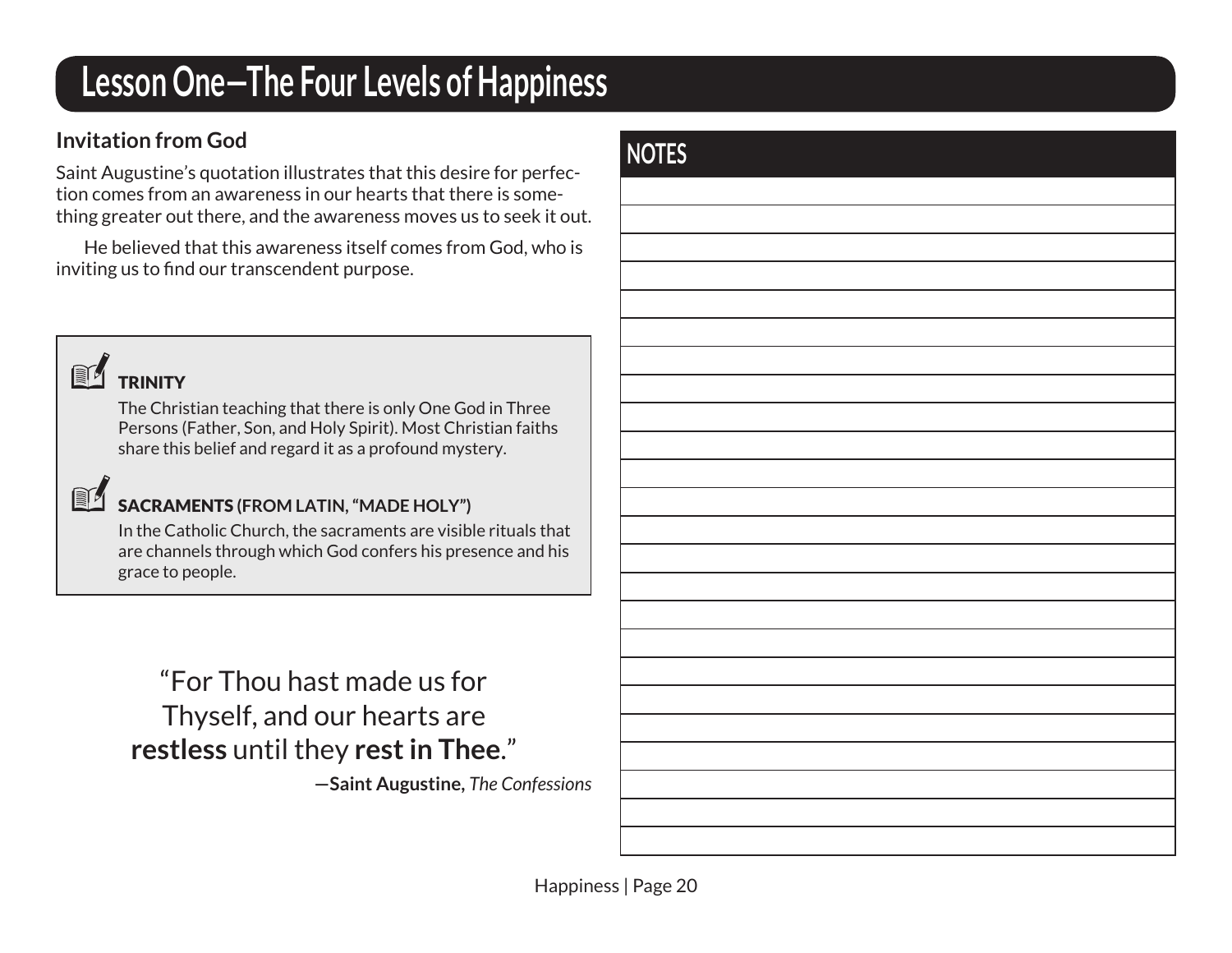# Lesson One—The Four Levels of Happiness

### Invitation from God

Saint Augustine's quotation illustrates that this desire for perfection comes from an awareness in our hearts that there is something greater out there, and the awareness moves us to seek it out.

He believed that this awareness itself comes from God, who is inviting us to find our transcendent purpose.

> **TRINITY**
>
> The Christian teaching that there is only One God in Three Persons (Father, Son, and Holy Spirit). Most Christian faiths share this belief and regard it as a profound mystery.
>
> **SACRAMENTS (FROM LATIN, "MADE HOLY")**
>
> In the Catholic Church, the sacraments are visible rituals that are channels through which God confers his presence and his grace to people.

"For Thou hast made us for Thyself, and our hearts are **restless** until they **rest in Thee**."

—**Saint Augustine,** *The Confessions*

## NOTES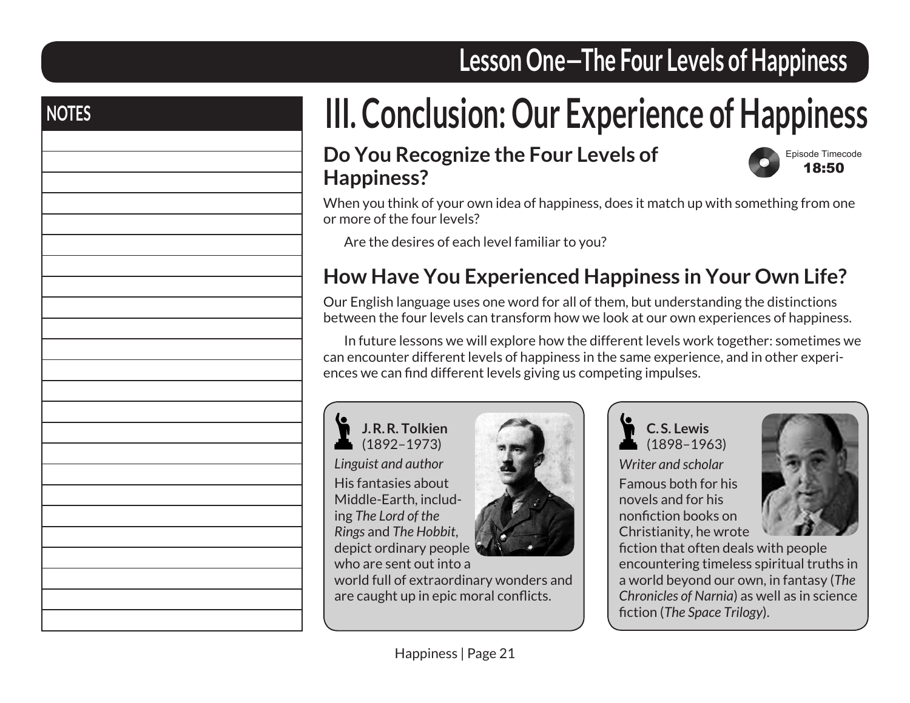# III. Conclusion: Our Experience of Happiness

## Do You Recognize the Four Levels of Happiness?

Episode Timecode **18:50**

When you think of your own idea of happiness, does it match up with something from one or more of the four levels?

Are the desires of each level familiar to you?

## How Have You Experienced Happiness in Your Own Life?

Our English language uses one word for all of them, but understanding the distinctions between the four levels can transform how we look at our own experiences of happiness.

In future lessons we will explore how the different levels work together: sometimes we can encounter different levels of happiness in the same experience, and in other experiences we can find different levels giving us competing impulses.

**J. R. R. Tolkien** (1892–1973)

*Linguist and author*

His fantasies about Middle-Earth, including *The Lord of the Rings* and *The Hobbit*, depict ordinary people who are sent out into a world full of extraordinary wonders and are caught up in epic moral conflicts.

**C. S. Lewis** (1898–1963)

*Writer and scholar*

Famous both for his novels and for his nonfiction books on Christianity, he wrote fiction that often deals with people encountering timeless spiritual truths in a world beyond our own, in fantasy (*The Chronicles of Narnia*) as well as in science fiction (*The Space Trilogy*).

## NOTES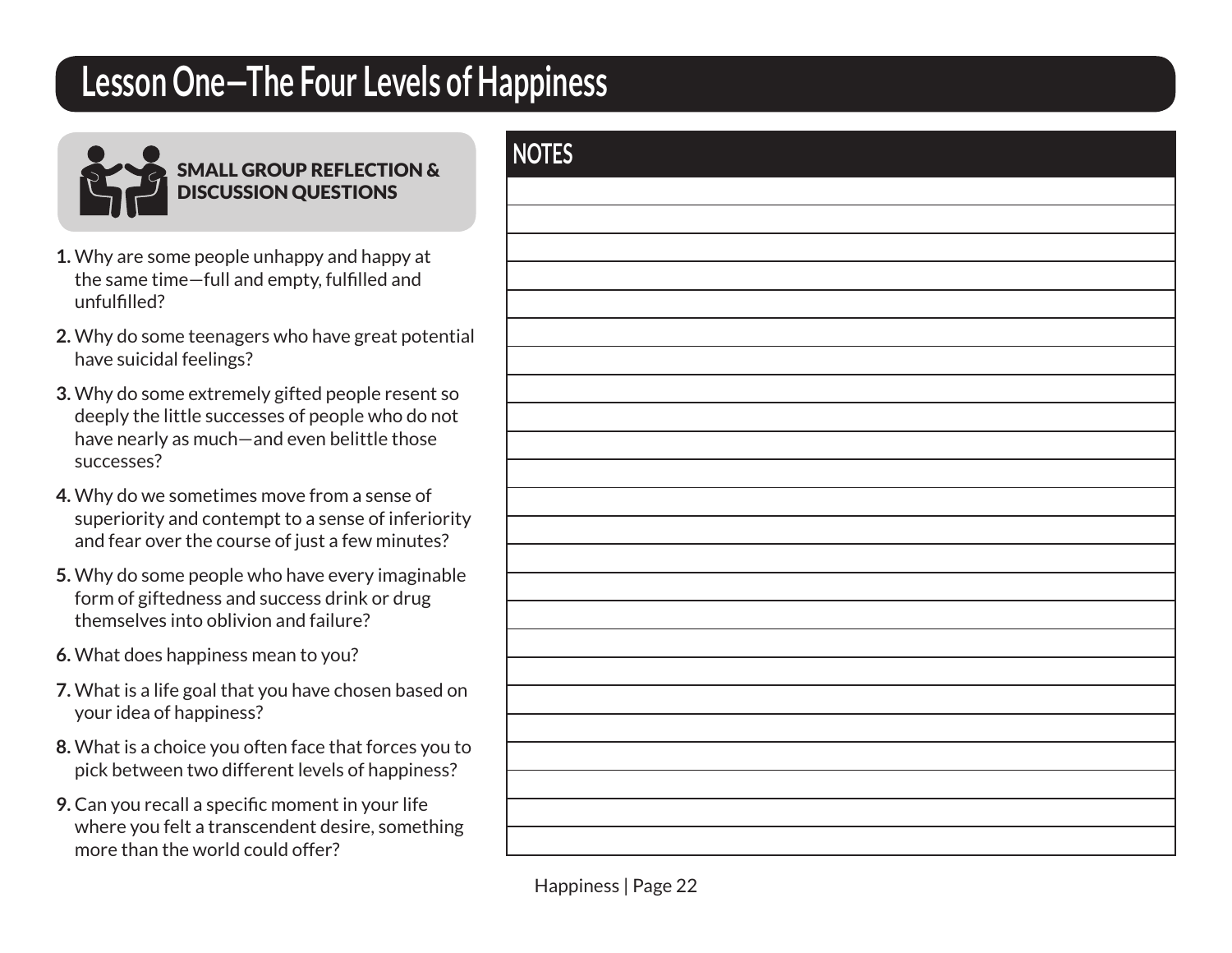# Lesson One—The Four Levels of Happiness

## SMALL GROUP REFLECTION & DISCUSSION QUESTIONS

1. Why are some people unhappy and happy at the same time—full and empty, fulfilled and unfulfilled?
2. Why do some teenagers who have great potential have suicidal feelings?
3. Why do some extremely gifted people resent so deeply the little successes of people who do not have nearly as much—and even belittle those successes?
4. Why do we sometimes move from a sense of superiority and contempt to a sense of inferiority and fear over the course of just a few minutes?
5. Why do some people who have every imaginable form of giftedness and success drink or drug themselves into oblivion and failure?
6. What does happiness mean to you?
7. What is a life goal that you have chosen based on your idea of happiness?
8. What is a choice you often face that forces you to pick between two different levels of happiness?
9. Can you recall a specific moment in your life where you felt a transcendent desire, something more than the world could offer?

## NOTES